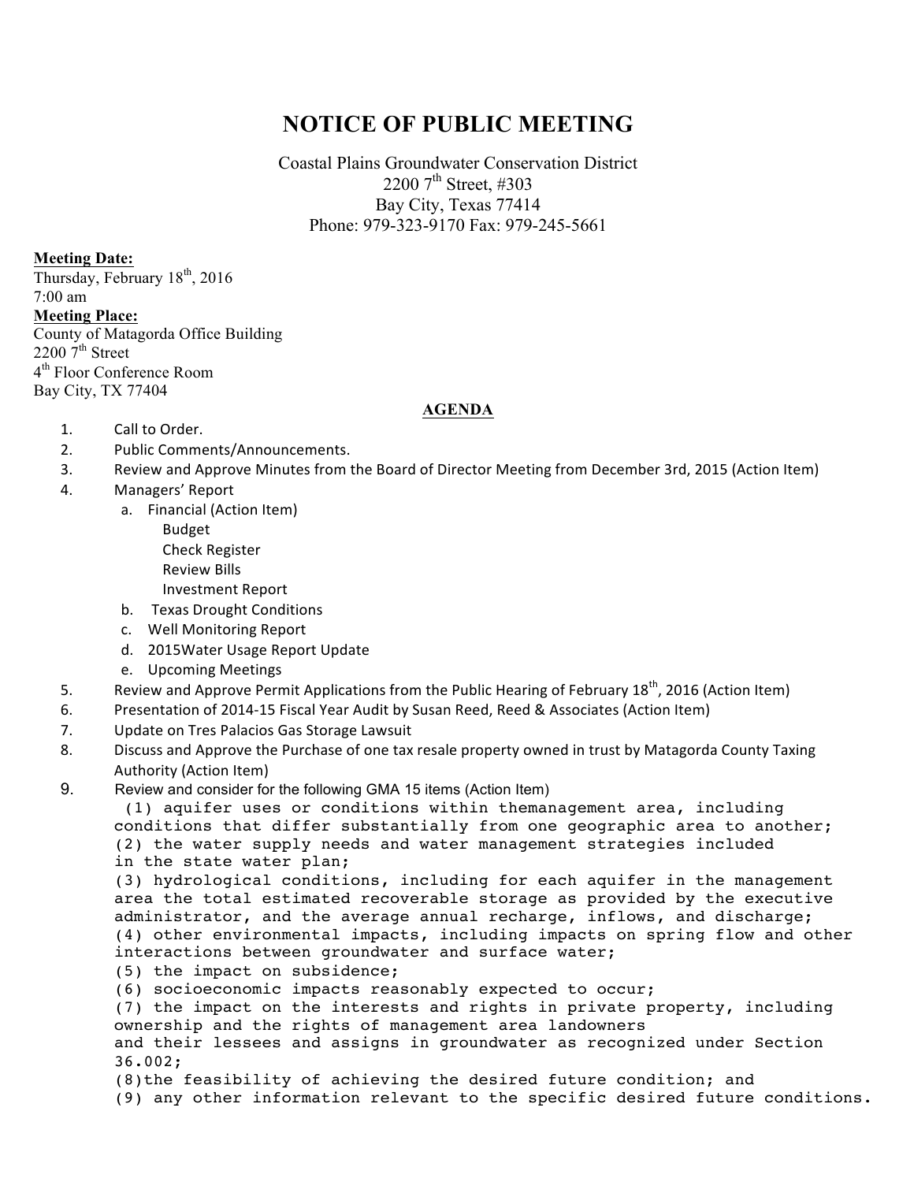# NOTICE OF PUBLIC MEETING

Coastal Plains Groundwater Conservation District
2200 7th Street, #303
Bay City, Texas 77414
Phone: 979-323-9170 Fax: 979-245-5661

**Meeting Date:**
Thursday, February 18th, 2016
7:00 am

**Meeting Place:**
County of Matagorda Office Building
2200 7th Street
4th Floor Conference Room
Bay City, TX 77404

## AGENDA

1. Call to Order.
2. Public Comments/Announcements.
3. Review and Approve Minutes from the Board of Director Meeting from December 3rd, 2015 (Action Item)
4. Managers' Report
   a. Financial (Action Item)
      - Budget
      - Check Register
      - Review Bills
      - Investment Report

   b. Texas Drought Conditions
   c. Well Monitoring Report
   d. 2015Water Usage Report Update
   e. Upcoming Meetings
5. Review and Approve Permit Applications from the Public Hearing of February 18th, 2016 (Action Item)
6. Presentation of 2014-15 Fiscal Year Audit by Susan Reed, Reed & Associates (Action Item)
7. Update on Tres Palacios Gas Storage Lawsuit
8. Discuss and Approve the Purchase of one tax resale property owned in trust by Matagorda County Taxing Authority (Action Item)
9. Review and consider for the following GMA 15 items (Action Item)
   (1) aquifer uses or conditions within themanagement area, including conditions that differ substantially from one geographic area to another;
   (2) the water supply needs and water management strategies included in the state water plan;
   (3) hydrological conditions, including for each aquifer in the management area the total estimated recoverable storage as provided by the executive administrator, and the average annual recharge, inflows, and discharge;
   (4) other environmental impacts, including impacts on spring flow and other interactions between groundwater and surface water;
   (5) the impact on subsidence;
   (6) socioeconomic impacts reasonably expected to occur;
   (7) the impact on the interests and rights in private property, including ownership and the rights of management area landowners and their lessees and assigns in groundwater as recognized under Section 36.002;
   (8)the feasibility of achieving the desired future condition; and
   (9) any other information relevant to the specific desired future conditions.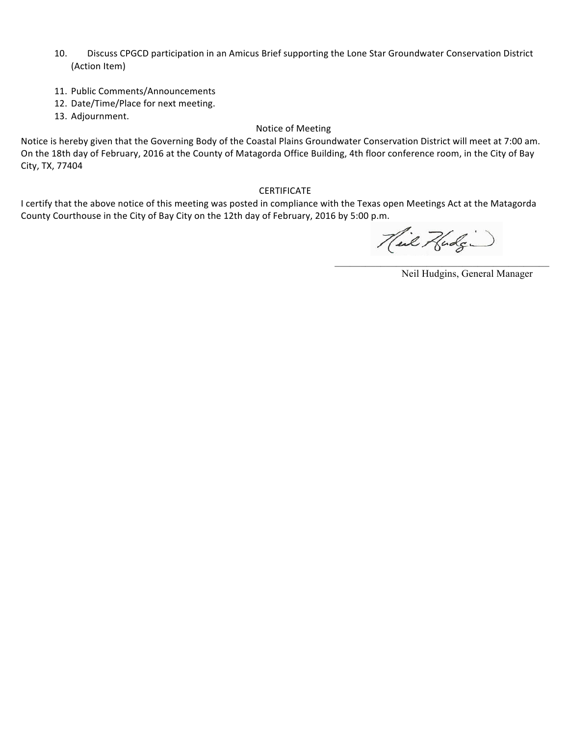10. Discuss CPGCD participation in an Amicus Brief supporting the Lone Star Groundwater Conservation District (Action Item)
11. Public Comments/Announcements
12. Date/Time/Place for next meeting.
13. Adjournment.

Notice of Meeting

Notice is hereby given that the Governing Body of the Coastal Plains Groundwater Conservation District will meet at 7:00 am. On the 18th day of February, 2016 at the County of Matagorda Office Building, 4th floor conference room, in the City of Bay City, TX, 77404

CERTIFICATE

I certify that the above notice of this meeting was posted in compliance with the Texas open Meetings Act at the Matagorda County Courthouse in the City of Bay City on the 12th day of February, 2016 by 5:00 p.m.

Neil Hudgins, General Manager